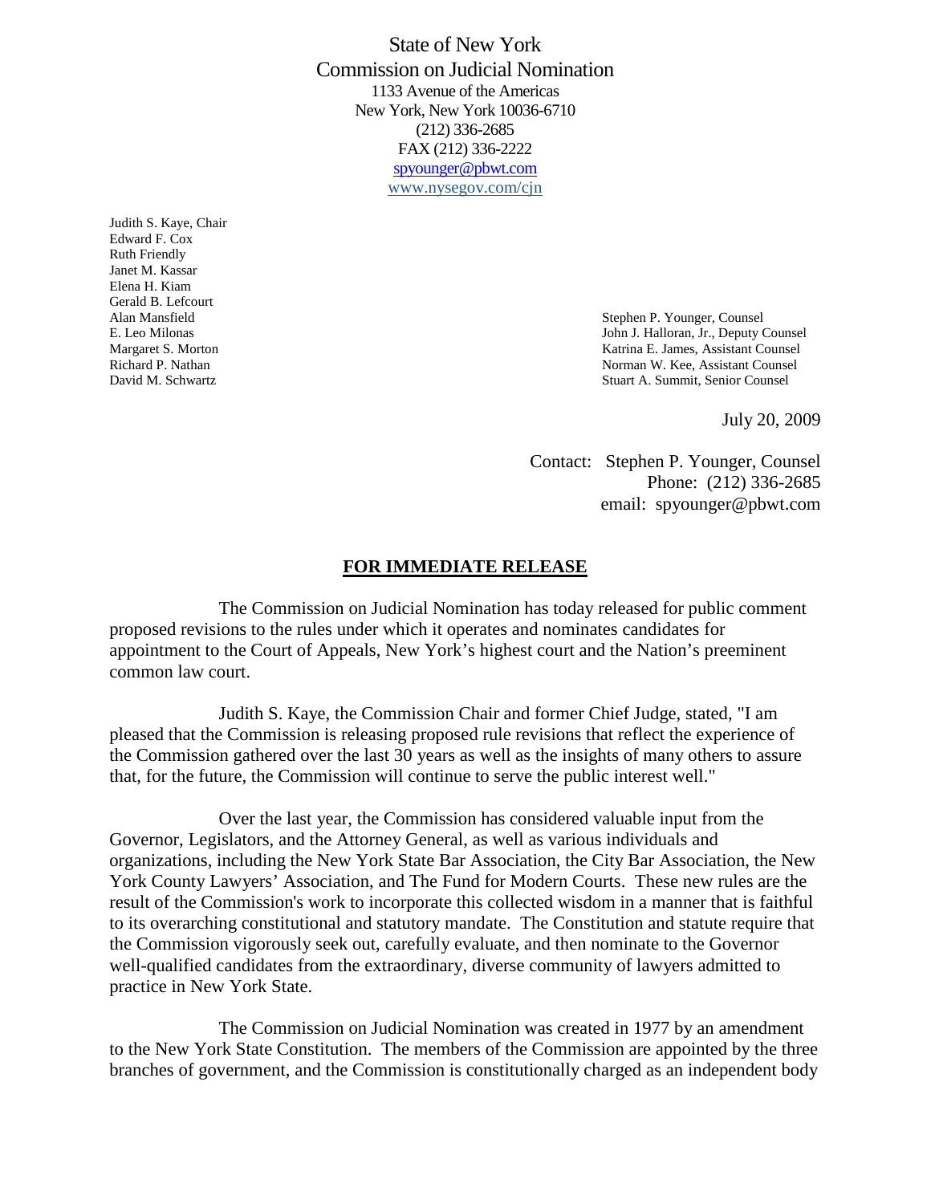State of New York
Commission on Judicial Nomination
1133 Avenue of the Americas
New York, New York 10036-6710
(212) 336-2685
FAX (212) 336-2222
spyounger@pbwt.com
www.nysegov.com/cjn

Judith S. Kaye, Chair
Edward F. Cox
Ruth Friendly
Janet M. Kassar
Elena H. Kiam
Gerald B. Lefcourt
Alan Mansfield
E. Leo Milonas
Margaret S. Morton
Richard P. Nathan
David M. Schwartz

Stephen P. Younger, Counsel
John J. Halloran, Jr., Deputy Counsel
Katrina E. James, Assistant Counsel
Norman W. Kee, Assistant Counsel
Stuart A. Summit, Senior Counsel

July 20, 2009

Contact: Stephen P. Younger, Counsel
Phone: (212) 336-2685
email: spyounger@pbwt.com

**FOR IMMEDIATE RELEASE**

The Commission on Judicial Nomination has today released for public comment proposed revisions to the rules under which it operates and nominates candidates for appointment to the Court of Appeals, New York's highest court and the Nation's preeminent common law court.

Judith S. Kaye, the Commission Chair and former Chief Judge, stated, "I am pleased that the Commission is releasing proposed rule revisions that reflect the experience of the Commission gathered over the last 30 years as well as the insights of many others to assure that, for the future, the Commission will continue to serve the public interest well."

Over the last year, the Commission has considered valuable input from the Governor, Legislators, and the Attorney General, as well as various individuals and organizations, including the New York State Bar Association, the City Bar Association, the New York County Lawyers' Association, and The Fund for Modern Courts. These new rules are the result of the Commission's work to incorporate this collected wisdom in a manner that is faithful to its overarching constitutional and statutory mandate. The Constitution and statute require that the Commission vigorously seek out, carefully evaluate, and then nominate to the Governor well-qualified candidates from the extraordinary, diverse community of lawyers admitted to practice in New York State.

The Commission on Judicial Nomination was created in 1977 by an amendment to the New York State Constitution. The members of the Commission are appointed by the three branches of government, and the Commission is constitutionally charged as an independent body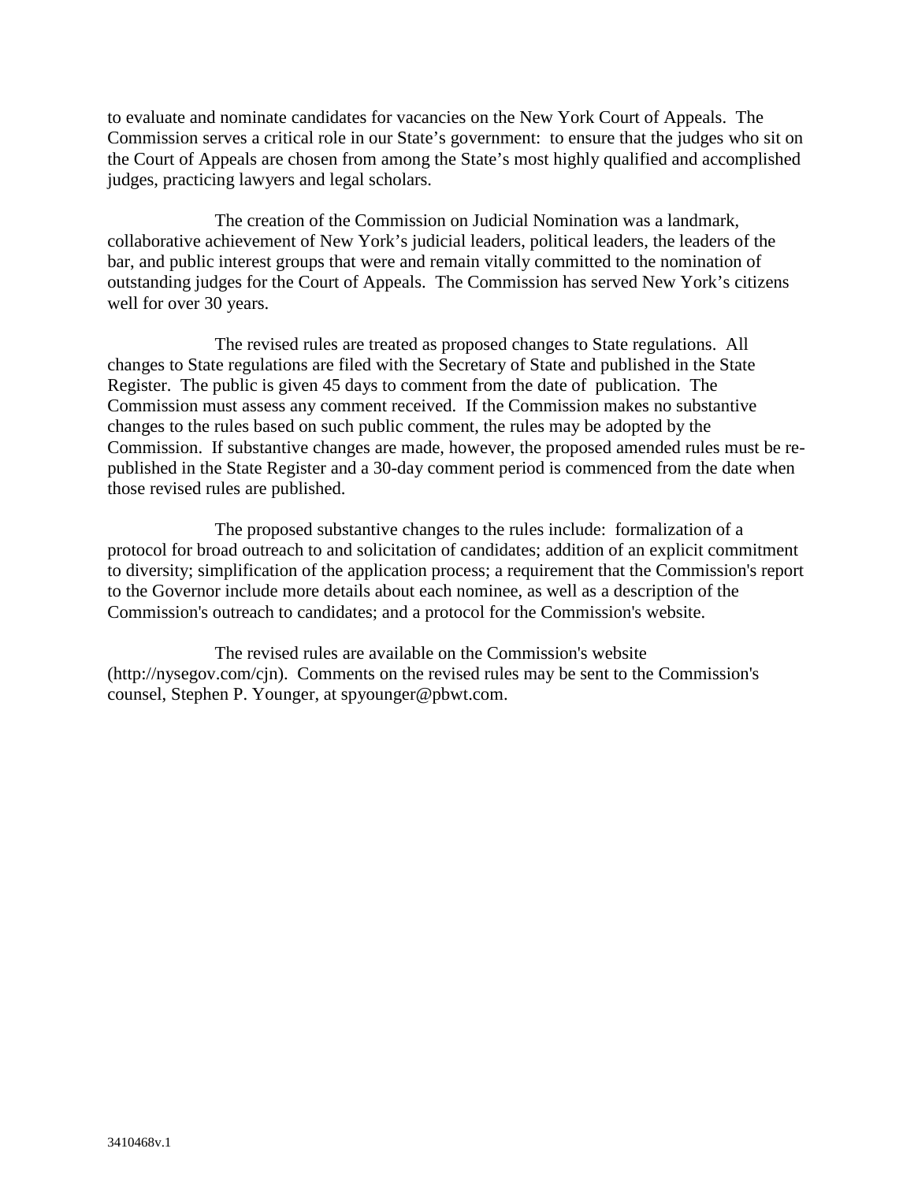to evaluate and nominate candidates for vacancies on the New York Court of Appeals. The Commission serves a critical role in our State's government: to ensure that the judges who sit on the Court of Appeals are chosen from among the State's most highly qualified and accomplished judges, practicing lawyers and legal scholars.

The creation of the Commission on Judicial Nomination was a landmark, collaborative achievement of New York's judicial leaders, political leaders, the leaders of the bar, and public interest groups that were and remain vitally committed to the nomination of outstanding judges for the Court of Appeals. The Commission has served New York's citizens well for over 30 years.

The revised rules are treated as proposed changes to State regulations. All changes to State regulations are filed with the Secretary of State and published in the State Register. The public is given 45 days to comment from the date of publication. The Commission must assess any comment received. If the Commission makes no substantive changes to the rules based on such public comment, the rules may be adopted by the Commission. If substantive changes are made, however, the proposed amended rules must be re-published in the State Register and a 30-day comment period is commenced from the date when those revised rules are published.

The proposed substantive changes to the rules include: formalization of a protocol for broad outreach to and solicitation of candidates; addition of an explicit commitment to diversity; simplification of the application process; a requirement that the Commission's report to the Governor include more details about each nominee, as well as a description of the Commission's outreach to candidates; and a protocol for the Commission's website.

The revised rules are available on the Commission's website (http://nysegov.com/cjn). Comments on the revised rules may be sent to the Commission's counsel, Stephen P. Younger, at spyounger@pbwt.com.

3410468v.1